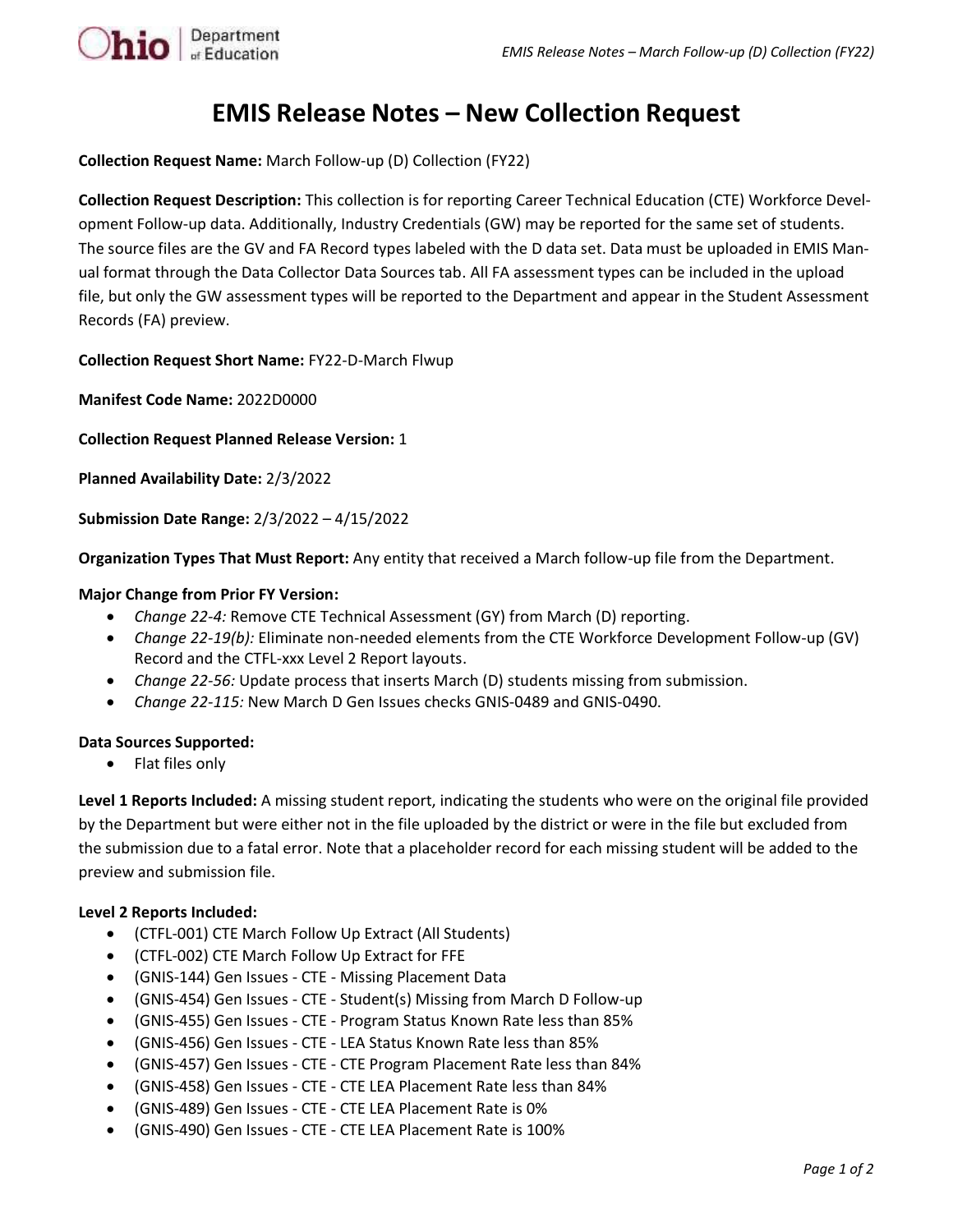# EMIS Release Notes – New Collection Request

**Collection Request Name:** March Follow-up (D) Collection (FY22)

**Collection Request Description:** This collection is for reporting Career Technical Education (CTE) Workforce Development Follow-up data. Additionally, Industry Credentials (GW) may be reported for the same set of students. The source files are the GV and FA Record types labeled with the D data set. Data must be uploaded in EMIS Manual format through the Data Collector Data Sources tab. All FA assessment types can be included in the upload file, but only the GW assessment types will be reported to the Department and appear in the Student Assessment Records (FA) preview.

**Collection Request Short Name:** FY22-D-March Flwup

**Manifest Code Name:** 2022D0000

**Collection Request Planned Release Version:** 1

**Planned Availability Date:** 2/3/2022

**Submission Date Range:** 2/3/2022 – 4/15/2022

**Organization Types That Must Report:** Any entity that received a March follow-up file from the Department.

**Major Change from Prior FY Version:**

- *Change 22-4:* Remove CTE Technical Assessment (GY) from March (D) reporting.
- *Change 22-19(b):* Eliminate non-needed elements from the CTE Workforce Development Follow-up (GV) Record and the CTFL-xxx Level 2 Report layouts.
- *Change 22-56:* Update process that inserts March (D) students missing from submission.
- *Change 22-115:* New March D Gen Issues checks GNIS-0489 and GNIS-0490.

**Data Sources Supported:**

- Flat files only

**Level 1 Reports Included:** A missing student report, indicating the students who were on the original file provided by the Department but were either not in the file uploaded by the district or were in the file but excluded from the submission due to a fatal error. Note that a placeholder record for each missing student will be added to the preview and submission file.

**Level 2 Reports Included:**

- (CTFL-001) CTE March Follow Up Extract (All Students)
- (CTFL-002) CTE March Follow Up Extract for FFE
- (GNIS-144) Gen Issues - CTE - Missing Placement Data
- (GNIS-454) Gen Issues - CTE - Student(s) Missing from March D Follow-up
- (GNIS-455) Gen Issues - CTE - Program Status Known Rate less than 85%
- (GNIS-456) Gen Issues - CTE - LEA Status Known Rate less than 85%
- (GNIS-457) Gen Issues - CTE - CTE Program Placement Rate less than 84%
- (GNIS-458) Gen Issues - CTE - CTE LEA Placement Rate less than 84%
- (GNIS-489) Gen Issues - CTE - CTE LEA Placement Rate is 0%
- (GNIS-490) Gen Issues - CTE - CTE LEA Placement Rate is 100%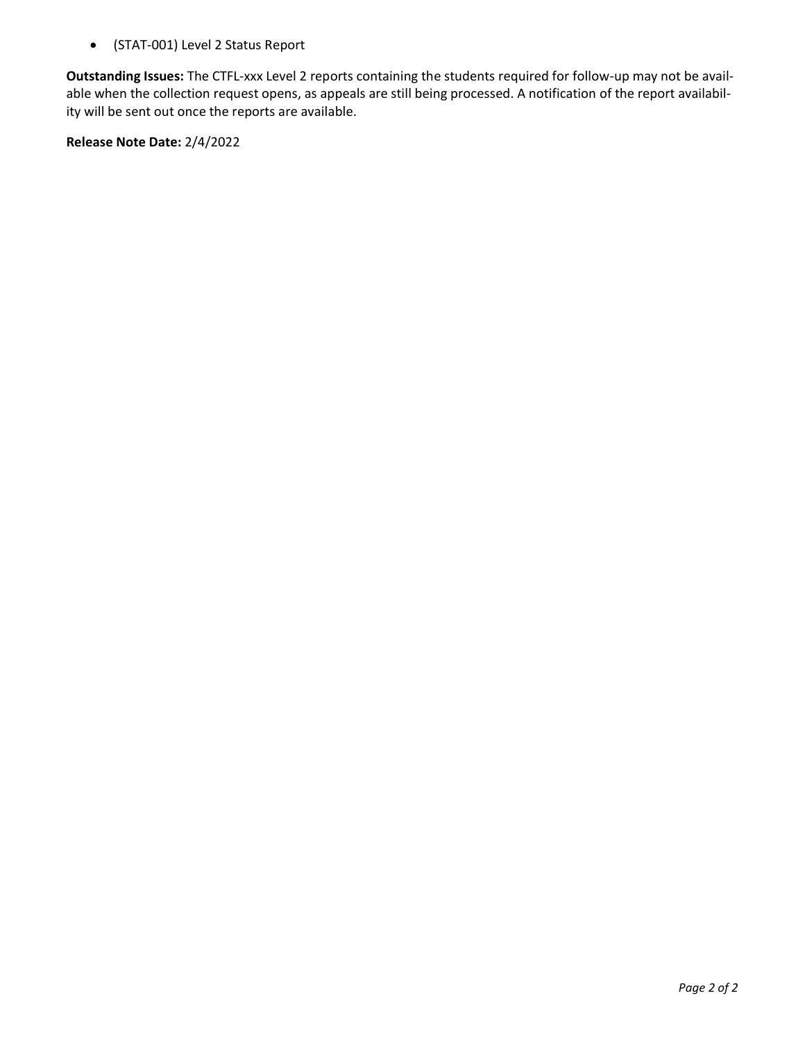- (STAT-001) Level 2 Status Report

**Outstanding Issues:** The CTFL-xxx Level 2 reports containing the students required for follow-up may not be available when the collection request opens, as appeals are still being processed. A notification of the report availability will be sent out once the reports are available.

**Release Note Date:** 2/4/2022